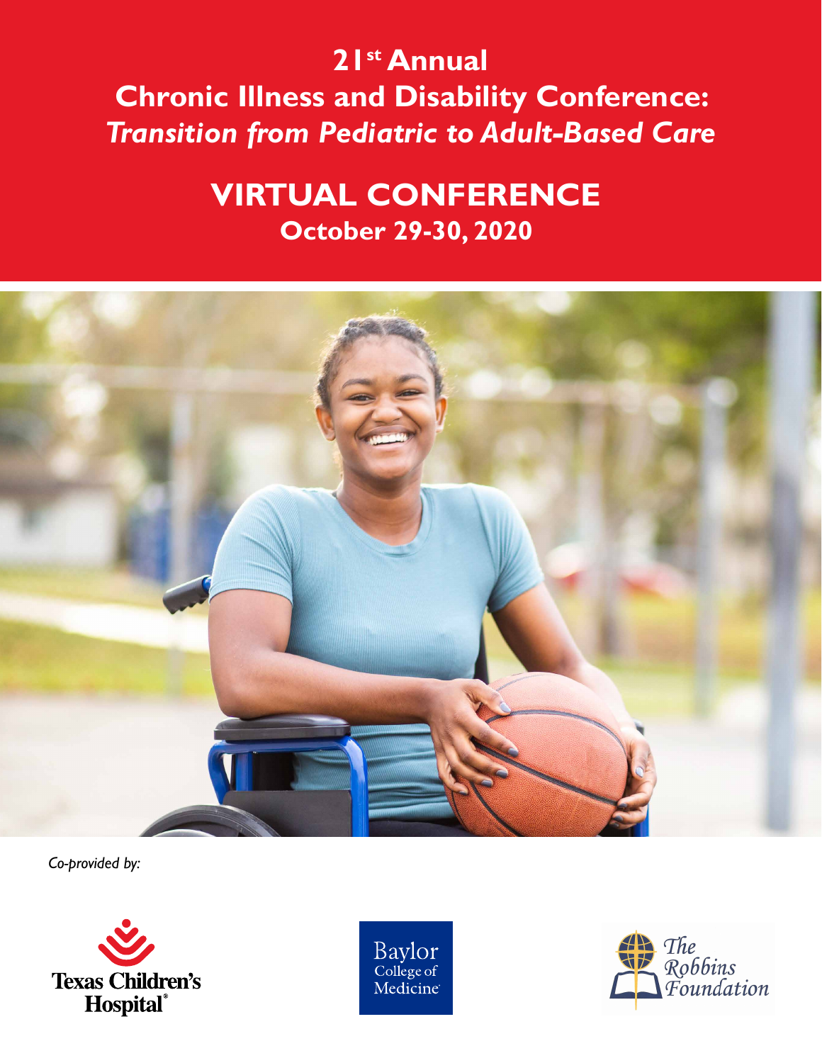# 21st Annual Chronic Illness and Disability Conference: *Transition from Pediatric to Adult-Based Care*

## VIRTUAL CONFERENCE

### October 29-30, 2020

*Co-provided by:*

Texas Children's Hospital

Baylor College of Medicine

The Robbins Foundation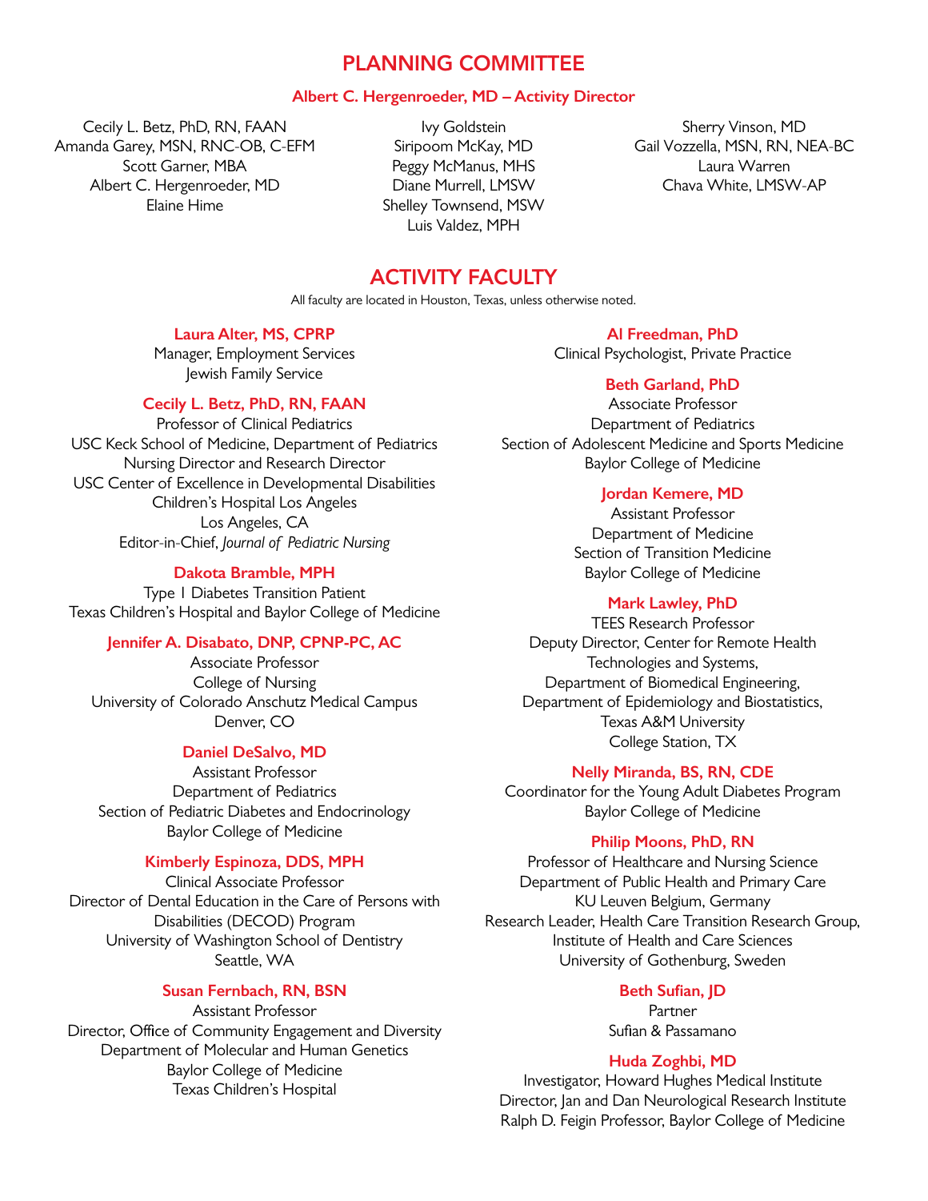# PLANNING COMMITTEE

**Albert C. Hergenroeder, MD – Activity Director**

Cecily L. Betz, PhD, RN, FAAN
Amanda Garey, MSN, RNC-OB, C-EFM
Scott Garner, MBA
Albert C. Hergenroeder, MD
Elaine Hime

Ivy Goldstein
Siripoom McKay, MD
Peggy McManus, MHS
Diane Murrell, LMSW
Shelley Townsend, MSW
Luis Valdez, MPH

Sherry Vinson, MD
Gail Vozzella, MSN, RN, NEA-BC
Laura Warren
Chava White, LMSW-AP

# ACTIVITY FACULTY

All faculty are located in Houston, Texas, unless otherwise noted.

**Laura Alter, MS, CPRP**
Manager, Employment Services
Jewish Family Service

**Cecily L. Betz, PhD, RN, FAAN**
Professor of Clinical Pediatrics
USC Keck School of Medicine, Department of Pediatrics
Nursing Director and Research Director
USC Center of Excellence in Developmental Disabilities
Children's Hospital Los Angeles
Los Angeles, CA
Editor-in-Chief, *Journal of Pediatric Nursing*

**Dakota Bramble, MPH**
Type I Diabetes Transition Patient
Texas Children's Hospital and Baylor College of Medicine

**Jennifer A. Disabato, DNP, CPNP-PC, AC**
Associate Professor
College of Nursing
University of Colorado Anschutz Medical Campus
Denver, CO

**Daniel DeSalvo, MD**
Assistant Professor
Department of Pediatrics
Section of Pediatric Diabetes and Endocrinology
Baylor College of Medicine

**Kimberly Espinoza, DDS, MPH**
Clinical Associate Professor
Director of Dental Education in the Care of Persons with Disabilities (DECOD) Program
University of Washington School of Dentistry
Seattle, WA

**Susan Fernbach, RN, BSN**
Assistant Professor
Director, Office of Community Engagement and Diversity
Department of Molecular and Human Genetics
Baylor College of Medicine
Texas Children's Hospital

**Al Freedman, PhD**
Clinical Psychologist, Private Practice

**Beth Garland, PhD**
Associate Professor
Department of Pediatrics
Section of Adolescent Medicine and Sports Medicine
Baylor College of Medicine

**Jordan Kemere, MD**
Assistant Professor
Department of Medicine
Section of Transition Medicine
Baylor College of Medicine

**Mark Lawley, PhD**
TEES Research Professor
Deputy Director, Center for Remote Health Technologies and Systems,
Department of Biomedical Engineering,
Department of Epidemiology and Biostatistics,
Texas A&M University
College Station, TX

**Nelly Miranda, BS, RN, CDE**
Coordinator for the Young Adult Diabetes Program
Baylor College of Medicine

**Philip Moons, PhD, RN**
Professor of Healthcare and Nursing Science
Department of Public Health and Primary Care
KU Leuven Belgium, Germany
Research Leader, Health Care Transition Research Group,
Institute of Health and Care Sciences
University of Gothenburg, Sweden

**Beth Sufian, JD**
Partner
Sufian & Passamano

**Huda Zoghbi, MD**
Investigator, Howard Hughes Medical Institute
Director, Jan and Dan Neurological Research Institute
Ralph D. Feigin Professor, Baylor College of Medicine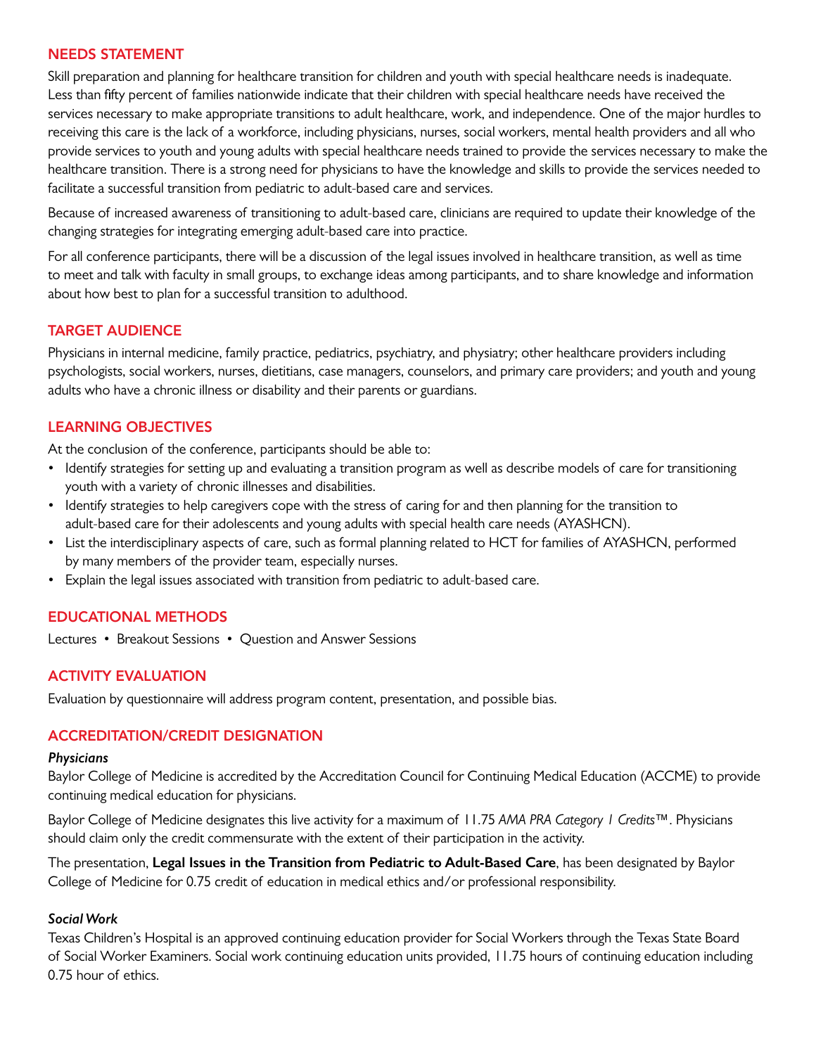## NEEDS STATEMENT

Skill preparation and planning for healthcare transition for children and youth with special healthcare needs is inadequate. Less than fifty percent of families nationwide indicate that their children with special healthcare needs have received the services necessary to make appropriate transitions to adult healthcare, work, and independence. One of the major hurdles to receiving this care is the lack of a workforce, including physicians, nurses, social workers, mental health providers and all who provide services to youth and young adults with special healthcare needs trained to provide the services necessary to make the healthcare transition. There is a strong need for physicians to have the knowledge and skills to provide the services needed to facilitate a successful transition from pediatric to adult-based care and services.

Because of increased awareness of transitioning to adult-based care, clinicians are required to update their knowledge of the changing strategies for integrating emerging adult-based care into practice.

For all conference participants, there will be a discussion of the legal issues involved in healthcare transition, as well as time to meet and talk with faculty in small groups, to exchange ideas among participants, and to share knowledge and information about how best to plan for a successful transition to adulthood.

## TARGET AUDIENCE

Physicians in internal medicine, family practice, pediatrics, psychiatry, and physiatry; other healthcare providers including psychologists, social workers, nurses, dietitians, case managers, counselors, and primary care providers; and youth and young adults who have a chronic illness or disability and their parents or guardians.

## LEARNING OBJECTIVES

At the conclusion of the conference, participants should be able to:

- Identify strategies for setting up and evaluating a transition program as well as describe models of care for transitioning youth with a variety of chronic illnesses and disabilities.
- Identify strategies to help caregivers cope with the stress of caring for and then planning for the transition to adult-based care for their adolescents and young adults with special health care needs (AYASHCN).
- List the interdisciplinary aspects of care, such as formal planning related to HCT for families of AYASHCN, performed by many members of the provider team, especially nurses.
- Explain the legal issues associated with transition from pediatric to adult-based care.

## EDUCATIONAL METHODS

Lectures • Breakout Sessions • Question and Answer Sessions

## ACTIVITY EVALUATION

Evaluation by questionnaire will address program content, presentation, and possible bias.

## ACCREDITATION/CREDIT DESIGNATION

***Physicians***

Baylor College of Medicine is accredited by the Accreditation Council for Continuing Medical Education (ACCME) to provide continuing medical education for physicians.

Baylor College of Medicine designates this live activity for a maximum of 11.75 *AMA PRA Category 1 Credits*™. Physicians should claim only the credit commensurate with the extent of their participation in the activity.

The presentation, **Legal Issues in the Transition from Pediatric to Adult-Based Care**, has been designated by Baylor College of Medicine for 0.75 credit of education in medical ethics and/or professional responsibility.

***Social Work***

Texas Children's Hospital is an approved continuing education provider for Social Workers through the Texas State Board of Social Worker Examiners. Social work continuing education units provided, 11.75 hours of continuing education including 0.75 hour of ethics.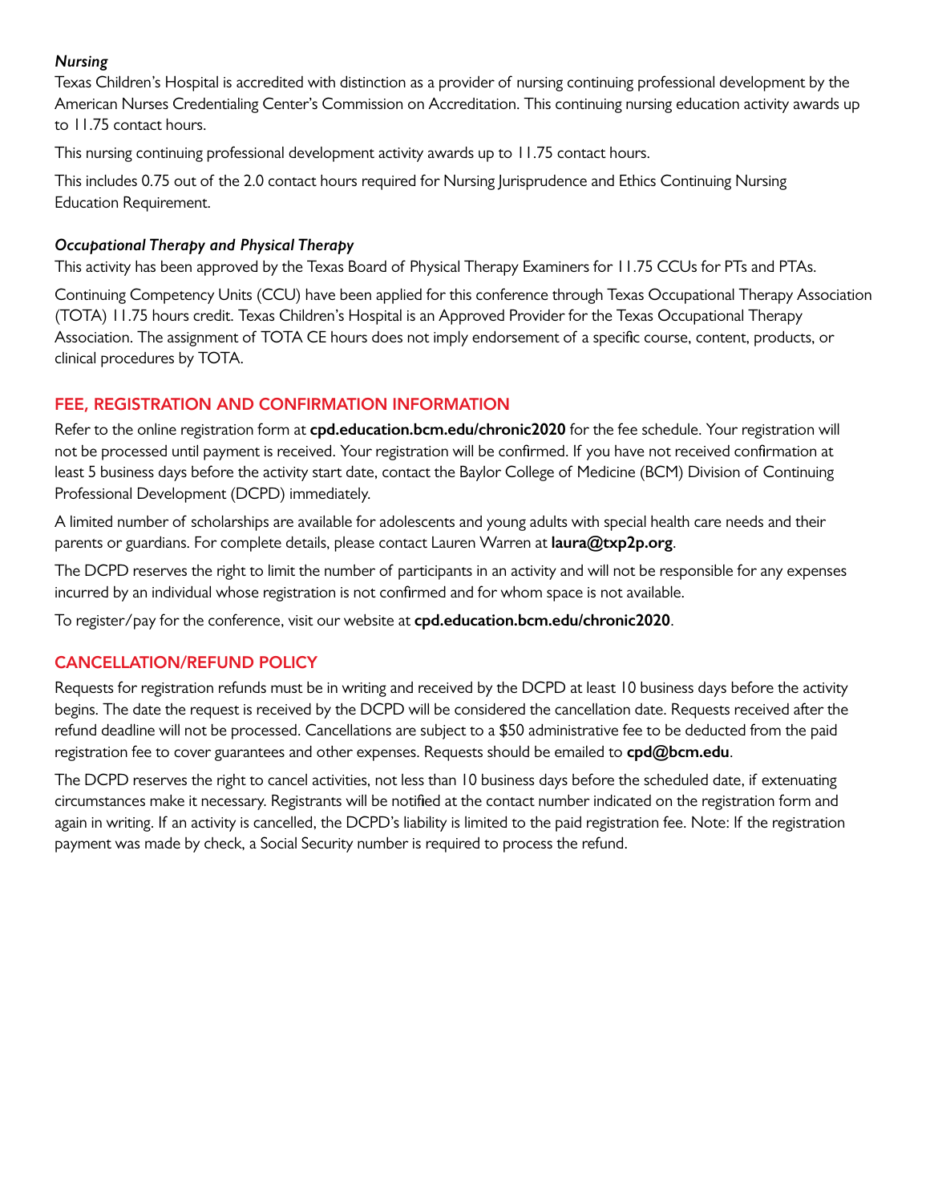*Nursing*

Texas Children's Hospital is accredited with distinction as a provider of nursing continuing professional development by the American Nurses Credentialing Center's Commission on Accreditation. This continuing nursing education activity awards up to 11.75 contact hours.

This nursing continuing professional development activity awards up to 11.75 contact hours.

This includes 0.75 out of the 2.0 contact hours required for Nursing Jurisprudence and Ethics Continuing Nursing Education Requirement.

*Occupational Therapy and Physical Therapy*

This activity has been approved by the Texas Board of Physical Therapy Examiners for 11.75 CCUs for PTs and PTAs.

Continuing Competency Units (CCU) have been applied for this conference through Texas Occupational Therapy Association (TOTA) 11.75 hours credit. Texas Children's Hospital is an Approved Provider for the Texas Occupational Therapy Association. The assignment of TOTA CE hours does not imply endorsement of a specific course, content, products, or clinical procedures by TOTA.

## FEE, REGISTRATION AND CONFIRMATION INFORMATION

Refer to the online registration form at **cpd.education.bcm.edu/chronic2020** for the fee schedule. Your registration will not be processed until payment is received. Your registration will be confirmed. If you have not received confirmation at least 5 business days before the activity start date, contact the Baylor College of Medicine (BCM) Division of Continuing Professional Development (DCPD) immediately.

A limited number of scholarships are available for adolescents and young adults with special health care needs and their parents or guardians. For complete details, please contact Lauren Warren at **laura@txp2p.org**.

The DCPD reserves the right to limit the number of participants in an activity and will not be responsible for any expenses incurred by an individual whose registration is not confirmed and for whom space is not available.

To register/pay for the conference, visit our website at **cpd.education.bcm.edu/chronic2020**.

## CANCELLATION/REFUND POLICY

Requests for registration refunds must be in writing and received by the DCPD at least 10 business days before the activity begins. The date the request is received by the DCPD will be considered the cancellation date. Requests received after the refund deadline will not be processed. Cancellations are subject to a $50 administrative fee to be deducted from the paid registration fee to cover guarantees and other expenses. Requests should be emailed to **cpd@bcm.edu**.

The DCPD reserves the right to cancel activities, not less than 10 business days before the scheduled date, if extenuating circumstances make it necessary. Registrants will be notified at the contact number indicated on the registration form and again in writing. If an activity is cancelled, the DCPD's liability is limited to the paid registration fee. Note: If the registration payment was made by check, a Social Security number is required to process the refund.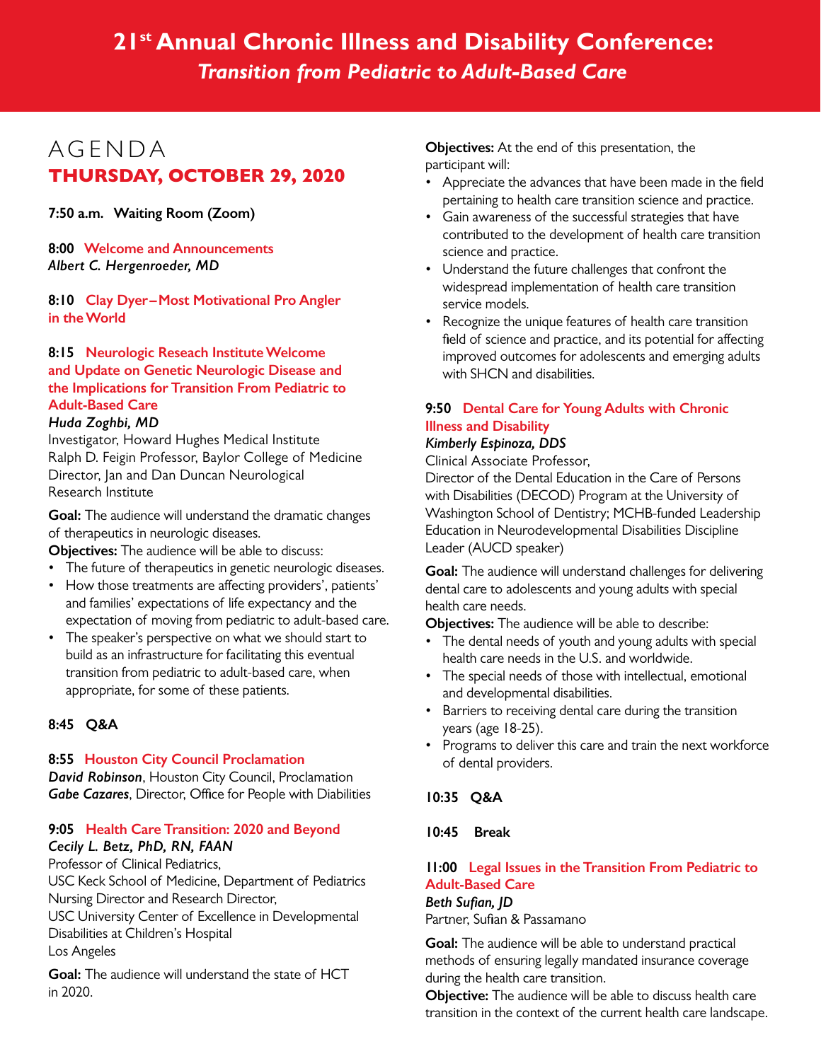# 21st Annual Chronic Illness and Disability Conference:
## *Transition from Pediatric to Adult-Based Care*

# AGENDA
## THURSDAY, OCTOBER 29, 2020

**7:50 a.m. Waiting Room (Zoom)**

**8:00 Welcome and Announcements**
***Albert C. Hergenroeder, MD***

**8:10 Clay Dyer–Most Motivational Pro Angler in the World**

**8:15 Neurologic Reseach Institute Welcome and Update on Genetic Neurologic Disease and the Implications for Transition From Pediatric to Adult-Based Care**
***Huda Zoghbi, MD***
Investigator, Howard Hughes Medical Institute
Ralph D. Feigin Professor, Baylor College of Medicine
Director, Jan and Dan Duncan Neurological Research Institute

**Goal:** The audience will understand the dramatic changes of therapeutics in neurologic diseases.
**Objectives:** The audience will be able to discuss:

- The future of therapeutics in genetic neurologic diseases.
- How those treatments are affecting providers', patients' and families' expectations of life expectancy and the expectation of moving from pediatric to adult-based care.
- The speaker's perspective on what we should start to build as an infrastructure for facilitating this eventual transition from pediatric to adult-based care, when appropriate, for some of these patients.

**8:45 Q&A**

**8:55 Houston City Council Proclamation**
***David Robinson***, Houston City Council, Proclamation
***Gabe Cazares***, Director, Office for People with Diabilities

**9:05 Health Care Transition: 2020 and Beyond**
***Cecily L. Betz, PhD, RN, FAAN***
Professor of Clinical Pediatrics,
USC Keck School of Medicine, Department of Pediatrics
Nursing Director and Research Director,
USC University Center of Excellence in Developmental Disabilities at Children's Hospital
Los Angeles

**Goal:** The audience will understand the state of HCT in 2020.

**Objectives:** At the end of this presentation, the participant will:

- Appreciate the advances that have been made in the field pertaining to health care transition science and practice.
- Gain awareness of the successful strategies that have contributed to the development of health care transition science and practice.
- Understand the future challenges that confront the widespread implementation of health care transition service models.
- Recognize the unique features of health care transition field of science and practice, and its potential for affecting improved outcomes for adolescents and emerging adults with SHCN and disabilities.

**9:50 Dental Care for Young Adults with Chronic Illness and Disability**
***Kimberly Espinoza, DDS***
Clinical Associate Professor,
Director of the Dental Education in the Care of Persons with Disabilities (DECOD) Program at the University of Washington School of Dentistry; MCHB-funded Leadership Education in Neurodevelopmental Disabilities Discipline Leader (AUCD speaker)

**Goal:** The audience will understand challenges for delivering dental care to adolescents and young adults with special health care needs.
**Objectives:** The audience will be able to describe:

- The dental needs of youth and young adults with special health care needs in the U.S. and worldwide.
- The special needs of those with intellectual, emotional and developmental disabilities.
- Barriers to receiving dental care during the transition years (age 18-25).
- Programs to deliver this care and train the next workforce of dental providers.

**10:35 Q&A**

**10:45 Break**

**11:00 Legal Issues in the Transition From Pediatric to Adult-Based Care**
***Beth Sufian, JD***
Partner, Sufian & Passamano

**Goal:** The audience will be able to understand practical methods of ensuring legally mandated insurance coverage during the health care transition.
**Objective:** The audience will be able to discuss health care transition in the context of the current health care landscape.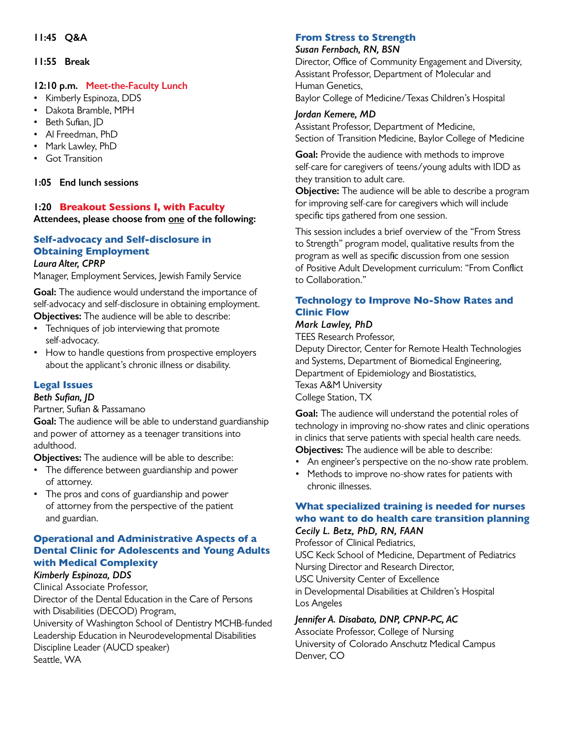**11:45 Q&A**

**11:55 Break**

**12:10 p.m. Meet-the-Faculty Lunch**

- Kimberly Espinoza, DDS
- Dakota Bramble, MPH
- Beth Sufian, JD
- Al Freedman, PhD
- Mark Lawley, PhD
- Got Transition

**1:05 End lunch sessions**

## 1:20 Breakout Sessions I, with Faculty

**Attendees, please choose from one of the following:**

### Self-advocacy and Self-disclosure in Obtaining Employment

*Laura Alter, CPRP*

Manager, Employment Services, Jewish Family Service

**Goal:** The audience would understand the importance of self-advocacy and self-disclosure in obtaining employment.

**Objectives:** The audience will be able to describe:

- Techniques of job interviewing that promote self-advocacy.
- How to handle questions from prospective employers about the applicant's chronic illness or disability.

### Legal Issues

*Beth Sufian, JD*

Partner, Sufian & Passamano

**Goal:** The audience will be able to understand guardianship and power of attorney as a teenager transitions into adulthood.

**Objectives:** The audience will be able to describe:

- The difference between guardianship and power of attorney.
- The pros and cons of guardianship and power of attorney from the perspective of the patient and guardian.

### Operational and Administrative Aspects of a Dental Clinic for Adolescents and Young Adults with Medical Complexity

*Kimberly Espinoza, DDS*

Clinical Associate Professor,
Director of the Dental Education in the Care of Persons with Disabilities (DECOD) Program,
University of Washington School of Dentistry MCHB-funded Leadership Education in Neurodevelopmental Disabilities Discipline Leader (AUCD speaker)
Seattle, WA

### From Stress to Strength

*Susan Fernbach, RN, BSN*

Director, Office of Community Engagement and Diversity,
Assistant Professor, Department of Molecular and Human Genetics,
Baylor College of Medicine/Texas Children's Hospital

*Jordan Kemere, MD*

Assistant Professor, Department of Medicine,
Section of Transition Medicine, Baylor College of Medicine

**Goal:** Provide the audience with methods to improve self-care for caregivers of teens/young adults with IDD as they transition to adult care.

**Objective:** The audience will be able to describe a program for improving self-care for caregivers which will include specific tips gathered from one session.

This session includes a brief overview of the "From Stress to Strength" program model, qualitative results from the program as well as specific discussion from one session of Positive Adult Development curriculum: "From Conflict to Collaboration."

### Technology to Improve No-Show Rates and Clinic Flow

*Mark Lawley, PhD*

TEES Research Professor,
Deputy Director, Center for Remote Health Technologies and Systems, Department of Biomedical Engineering,
Department of Epidemiology and Biostatistics,
Texas A&M University
College Station, TX

**Goal:** The audience will understand the potential roles of technology in improving no-show rates and clinic operations in clinics that serve patients with special health care needs.

**Objectives:** The audience will be able to describe:

- An engineer's perspective on the no-show rate problem.
- Methods to improve no-show rates for patients with chronic illnesses.

### What specialized training is needed for nurses who want to do health care transition planning

*Cecily L. Betz, PhD, RN, FAAN*

Professor of Clinical Pediatrics,
USC Keck School of Medicine, Department of Pediatrics
Nursing Director and Research Director,
USC University Center of Excellence in Developmental Disabilities at Children's Hospital Los Angeles

*Jennifer A. Disabato, DNP, CPNP-PC, AC*

Associate Professor, College of Nursing
University of Colorado Anschutz Medical Campus
Denver, CO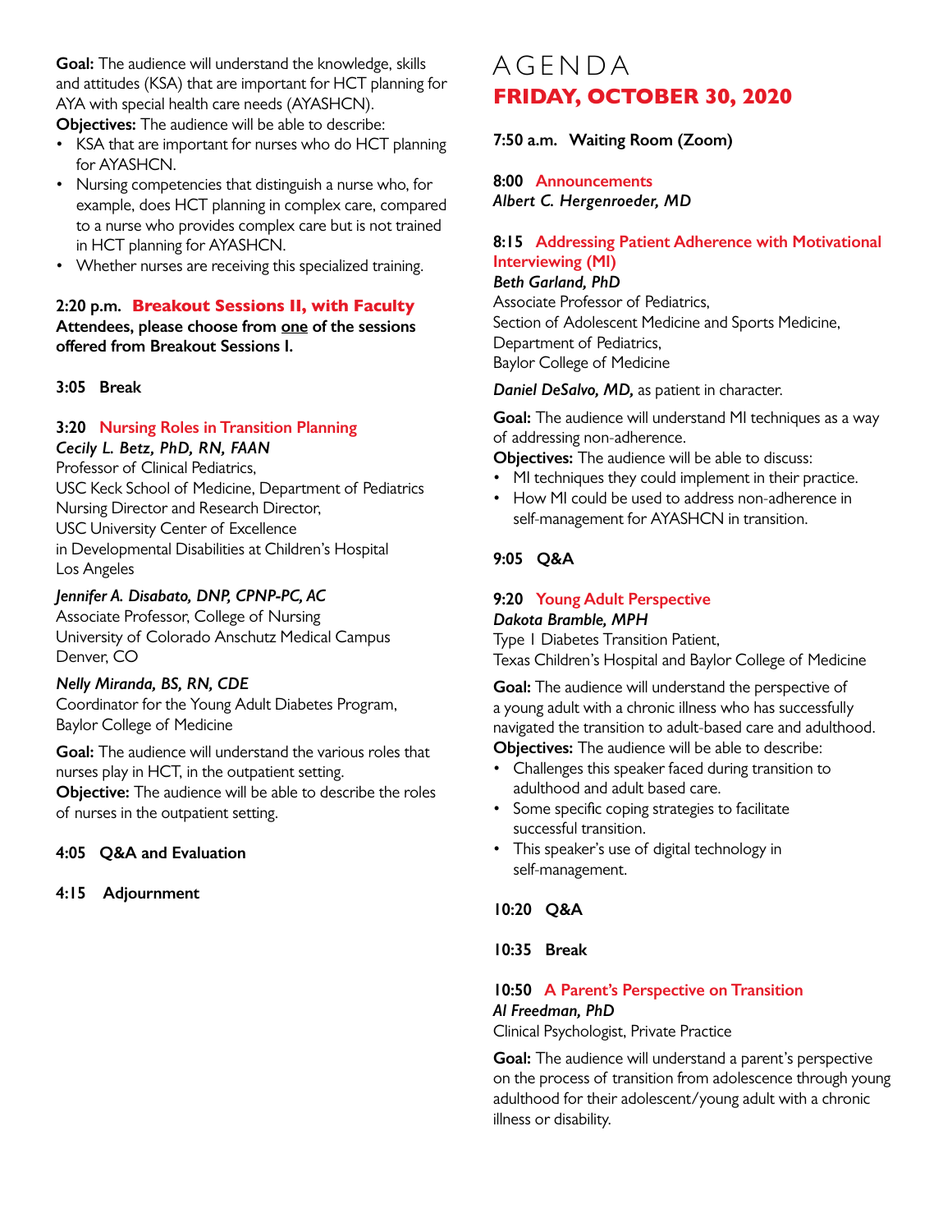**Goal:** The audience will understand the knowledge, skills and attitudes (KSA) that are important for HCT planning for AYA with special health care needs (AYASHCN).

**Objectives:** The audience will be able to describe:

- KSA that are important for nurses who do HCT planning for AYASHCN.
- Nursing competencies that distinguish a nurse who, for example, does HCT planning in complex care, compared to a nurse who provides complex care but is not trained in HCT planning for AYASHCN.
- Whether nurses are receiving this specialized training.

**2:20 p.m. Breakout Sessions II, with Faculty**

**Attendees, please choose from one of the sessions offered from Breakout Sessions I.**

**3:05 Break**

**3:20 Nursing Roles in Transition Planning**

***Cecily L. Betz, PhD, RN, FAAN***
Professor of Clinical Pediatrics,
USC Keck School of Medicine, Department of Pediatrics
Nursing Director and Research Director,
USC University Center of Excellence
in Developmental Disabilities at Children's Hospital
Los Angeles

***Jennifer A. Disabato, DNP, CPNP-PC, AC***
Associate Professor, College of Nursing
University of Colorado Anschutz Medical Campus
Denver, CO

***Nelly Miranda, BS, RN, CDE***
Coordinator for the Young Adult Diabetes Program,
Baylor College of Medicine

**Goal:** The audience will understand the various roles that nurses play in HCT, in the outpatient setting.

**Objective:** The audience will be able to describe the roles of nurses in the outpatient setting.

**4:05 Q&A and Evaluation**

**4:15 Adjournment**

# AGENDA

## FRIDAY, OCTOBER 30, 2020

**7:50 a.m. Waiting Room (Zoom)**

**8:00 Announcements**

***Albert C. Hergenroeder, MD***

**8:15 Addressing Patient Adherence with Motivational Interviewing (MI)**

***Beth Garland, PhD***
Associate Professor of Pediatrics,
Section of Adolescent Medicine and Sports Medicine,
Department of Pediatrics,
Baylor College of Medicine

***Daniel DeSalvo, MD,*** as patient in character.

**Goal:** The audience will understand MI techniques as a way of addressing non-adherence.

**Objectives:** The audience will be able to discuss:

- MI techniques they could implement in their practice.
- How MI could be used to address non-adherence in self-management for AYASHCN in transition.

**9:05 Q&A**

**9:20 Young Adult Perspective**

***Dakota Bramble, MPH***
Type 1 Diabetes Transition Patient,
Texas Children's Hospital and Baylor College of Medicine

**Goal:** The audience will understand the perspective of a young adult with a chronic illness who has successfully navigated the transition to adult-based care and adulthood.

**Objectives:** The audience will be able to describe:

- Challenges this speaker faced during transition to adulthood and adult based care.
- Some specific coping strategies to facilitate successful transition.
- This speaker's use of digital technology in self-management.

**10:20 Q&A**

**10:35 Break**

**10:50 A Parent's Perspective on Transition**

***Al Freedman, PhD***
Clinical Psychologist, Private Practice

**Goal:** The audience will understand a parent's perspective on the process of transition from adolescence through young adulthood for their adolescent/young adult with a chronic illness or disability.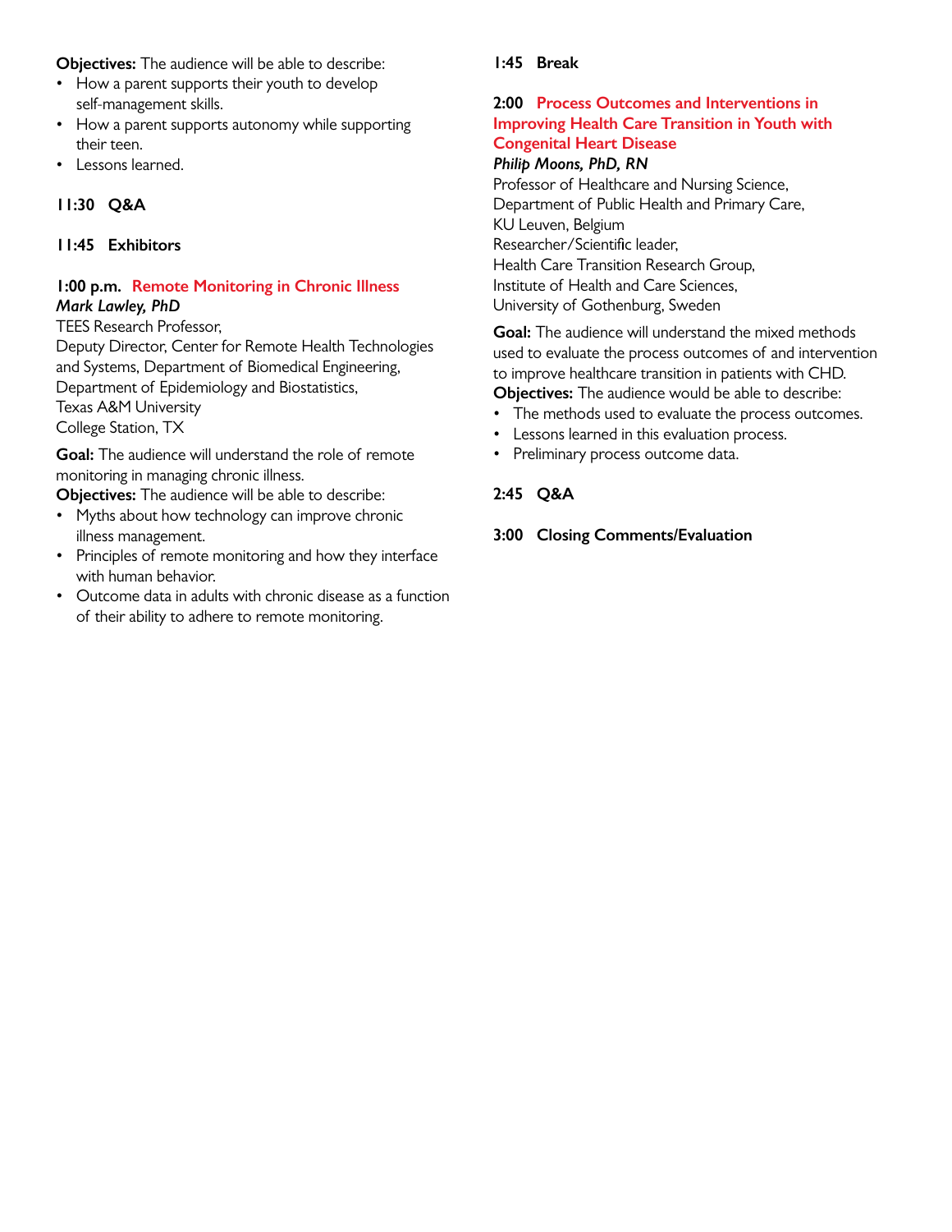**Objectives:** The audience will be able to describe:

- How a parent supports their youth to develop self-management skills.
- How a parent supports autonomy while supporting their teen.
- Lessons learned.

**11:30 Q&A**

**11:45 Exhibitors**

**1:00 p.m. Remote Monitoring in Chronic Illness**

***Mark Lawley, PhD***

TEES Research Professor,
Deputy Director, Center for Remote Health Technologies and Systems, Department of Biomedical Engineering,
Department of Epidemiology and Biostatistics,
Texas A&M University
College Station, TX

**Goal:** The audience will understand the role of remote monitoring in managing chronic illness.

**Objectives:** The audience will be able to describe:

- Myths about how technology can improve chronic illness management.
- Principles of remote monitoring and how they interface with human behavior.
- Outcome data in adults with chronic disease as a function of their ability to adhere to remote monitoring.

**1:45 Break**

**2:00 Process Outcomes and Interventions in Improving Health Care Transition in Youth with Congenital Heart Disease**

***Philip Moons, PhD, RN***

Professor of Healthcare and Nursing Science,
Department of Public Health and Primary Care,
KU Leuven, Belgium
Researcher/Scientific leader,
Health Care Transition Research Group,
Institute of Health and Care Sciences,
University of Gothenburg, Sweden

**Goal:** The audience will understand the mixed methods used to evaluate the process outcomes of and intervention to improve healthcare transition in patients with CHD.

**Objectives:** The audience would be able to describe:

- The methods used to evaluate the process outcomes.
- Lessons learned in this evaluation process.
- Preliminary process outcome data.

**2:45 Q&A**

**3:00 Closing Comments/Evaluation**